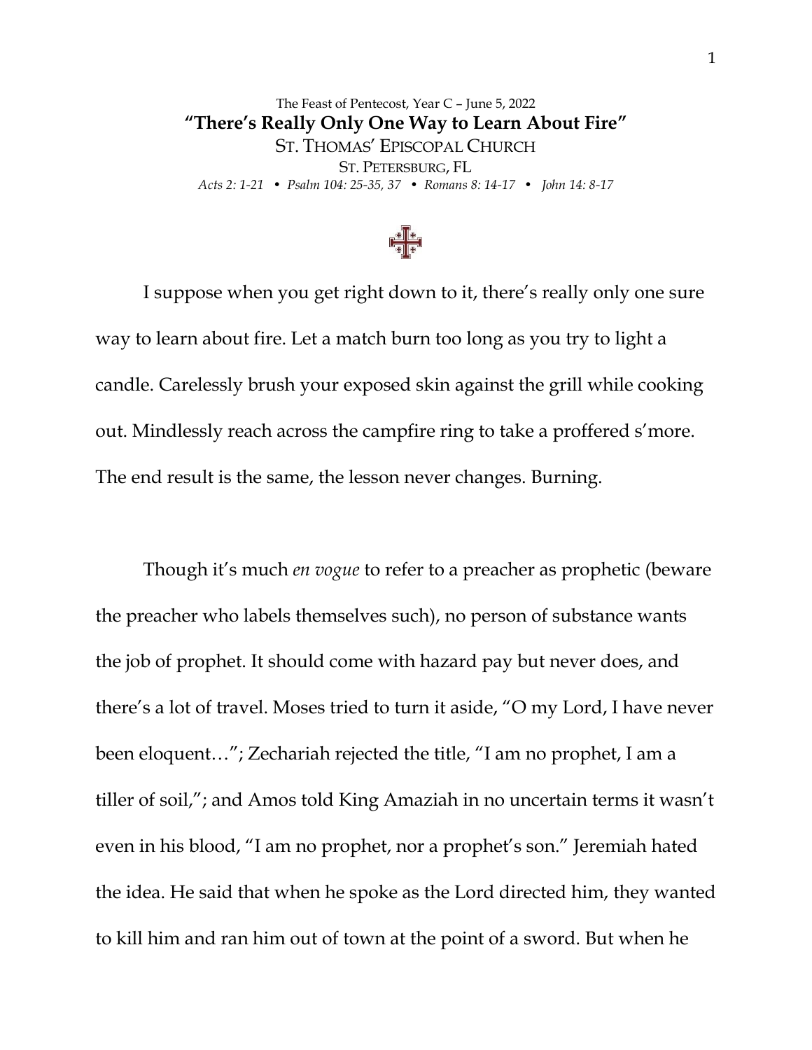The Feast of Pentecost, Year C – June 5, 2022

# "There's Really Only One Way to Learn About Fire"

ST. THOMAS' EPISCOPAL CHURCH

ST. PETERSBURG, FL

*Acts 2: 1-21 • Psalm 104: 25-35, 37 • Romans 8: 14-17 • John 14: 8-17*

I suppose when you get right down to it, there's really only one sure way to learn about fire. Let a match burn too long as you try to light a candle. Carelessly brush your exposed skin against the grill while cooking out. Mindlessly reach across the campfire ring to take a proffered s'more. The end result is the same, the lesson never changes. Burning.

Though it's much *en vogue* to refer to a preacher as prophetic (beware the preacher who labels themselves such), no person of substance wants the job of prophet. It should come with hazard pay but never does, and there's a lot of travel. Moses tried to turn it aside, "O my Lord, I have never been eloquent…"; Zechariah rejected the title, "I am no prophet, I am a tiller of soil,"; and Amos told King Amaziah in no uncertain terms it wasn't even in his blood, "I am no prophet, nor a prophet's son." Jeremiah hated the idea. He said that when he spoke as the Lord directed him, they wanted to kill him and ran him out of town at the point of a sword. But when he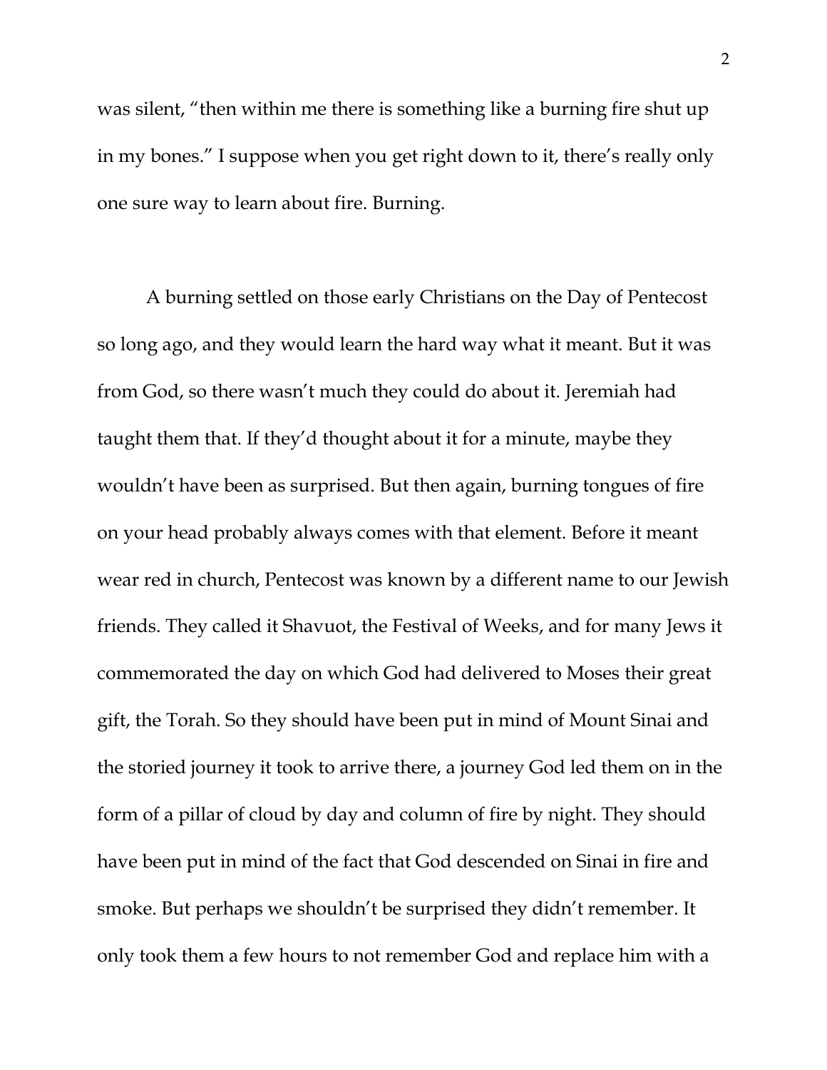was silent, "then within me there is something like a burning fire shut up in my bones." I suppose when you get right down to it, there's really only one sure way to learn about fire. Burning.

A burning settled on those early Christians on the Day of Pentecost so long ago, and they would learn the hard way what it meant. But it was from God, so there wasn't much they could do about it. Jeremiah had taught them that. If they'd thought about it for a minute, maybe they wouldn't have been as surprised. But then again, burning tongues of fire on your head probably always comes with that element. Before it meant wear red in church, Pentecost was known by a different name to our Jewish friends. They called it Shavuot, the Festival of Weeks, and for many Jews it commemorated the day on which God had delivered to Moses their great gift, the Torah. So they should have been put in mind of Mount Sinai and the storied journey it took to arrive there, a journey God led them on in the form of a pillar of cloud by day and column of fire by night. They should have been put in mind of the fact that God descended on Sinai in fire and smoke. But perhaps we shouldn't be surprised they didn't remember. It only took them a few hours to not remember God and replace him with a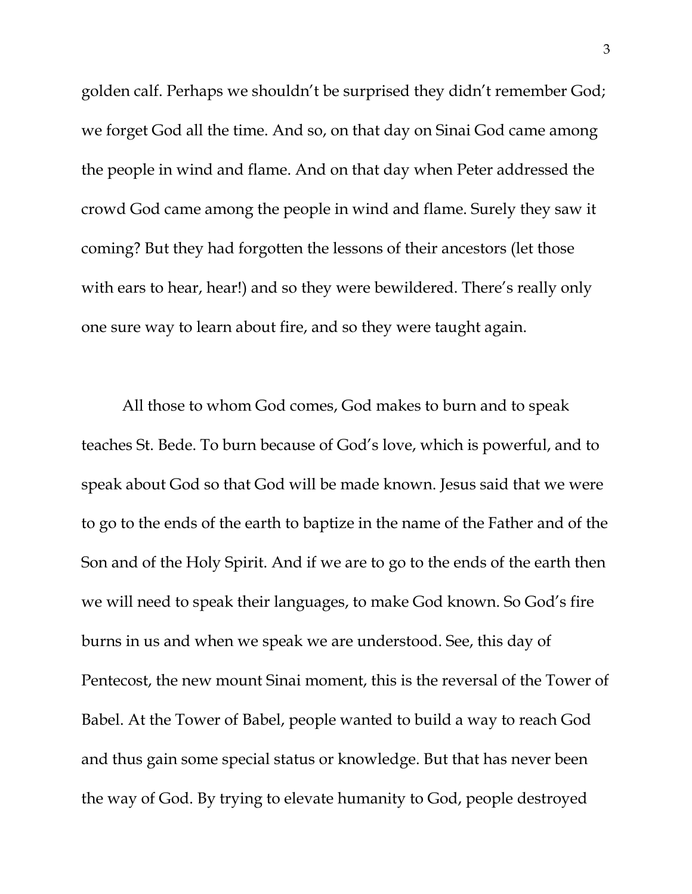golden calf. Perhaps we shouldn't be surprised they didn't remember God; we forget God all the time. And so, on that day on Sinai God came among the people in wind and flame. And on that day when Peter addressed the crowd God came among the people in wind and flame. Surely they saw it coming? But they had forgotten the lessons of their ancestors (let those with ears to hear, hear!) and so they were bewildered. There's really only one sure way to learn about fire, and so they were taught again.

All those to whom God comes, God makes to burn and to speak teaches St. Bede. To burn because of God's love, which is powerful, and to speak about God so that God will be made known. Jesus said that we were to go to the ends of the earth to baptize in the name of the Father and of the Son and of the Holy Spirit. And if we are to go to the ends of the earth then we will need to speak their languages, to make God known. So God's fire burns in us and when we speak we are understood. See, this day of Pentecost, the new mount Sinai moment, this is the reversal of the Tower of Babel. At the Tower of Babel, people wanted to build a way to reach God and thus gain some special status or knowledge. But that has never been the way of God. By trying to elevate humanity to God, people destroyed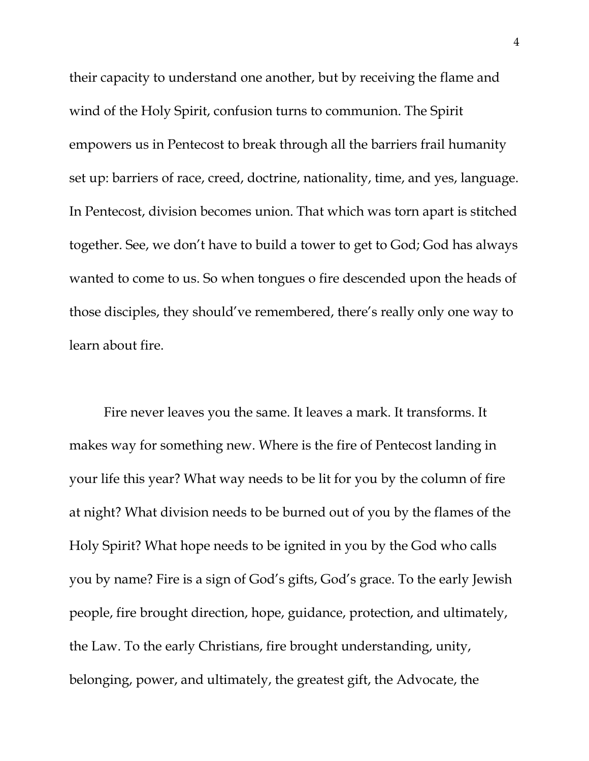their capacity to understand one another, but by receiving the flame and wind of the Holy Spirit, confusion turns to communion. The Spirit empowers us in Pentecost to break through all the barriers frail humanity set up: barriers of race, creed, doctrine, nationality, time, and yes, language. In Pentecost, division becomes union. That which was torn apart is stitched together. See, we don't have to build a tower to get to God; God has always wanted to come to us. So when tongues o fire descended upon the heads of those disciples, they should've remembered, there's really only one way to learn about fire.

Fire never leaves you the same. It leaves a mark. It transforms. It makes way for something new. Where is the fire of Pentecost landing in your life this year? What way needs to be lit for you by the column of fire at night? What division needs to be burned out of you by the flames of the Holy Spirit? What hope needs to be ignited in you by the God who calls you by name? Fire is a sign of God's gifts, God's grace. To the early Jewish people, fire brought direction, hope, guidance, protection, and ultimately, the Law. To the early Christians, fire brought understanding, unity, belonging, power, and ultimately, the greatest gift, the Advocate, the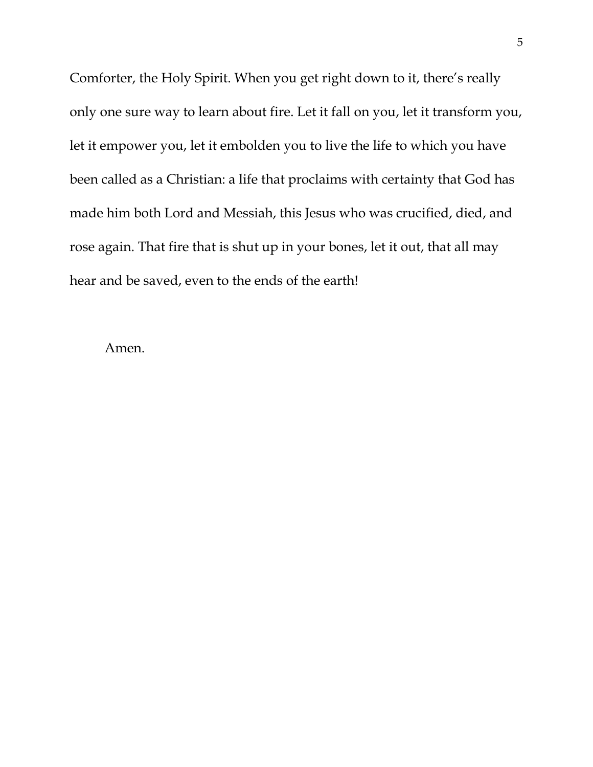Comforter, the Holy Spirit. When you get right down to it, there's really only one sure way to learn about fire. Let it fall on you, let it transform you, let it empower you, let it embolden you to live the life to which you have been called as a Christian: a life that proclaims with certainty that God has made him both Lord and Messiah, this Jesus who was crucified, died, and rose again. That fire that is shut up in your bones, let it out, that all may hear and be saved, even to the ends of the earth!

Amen.